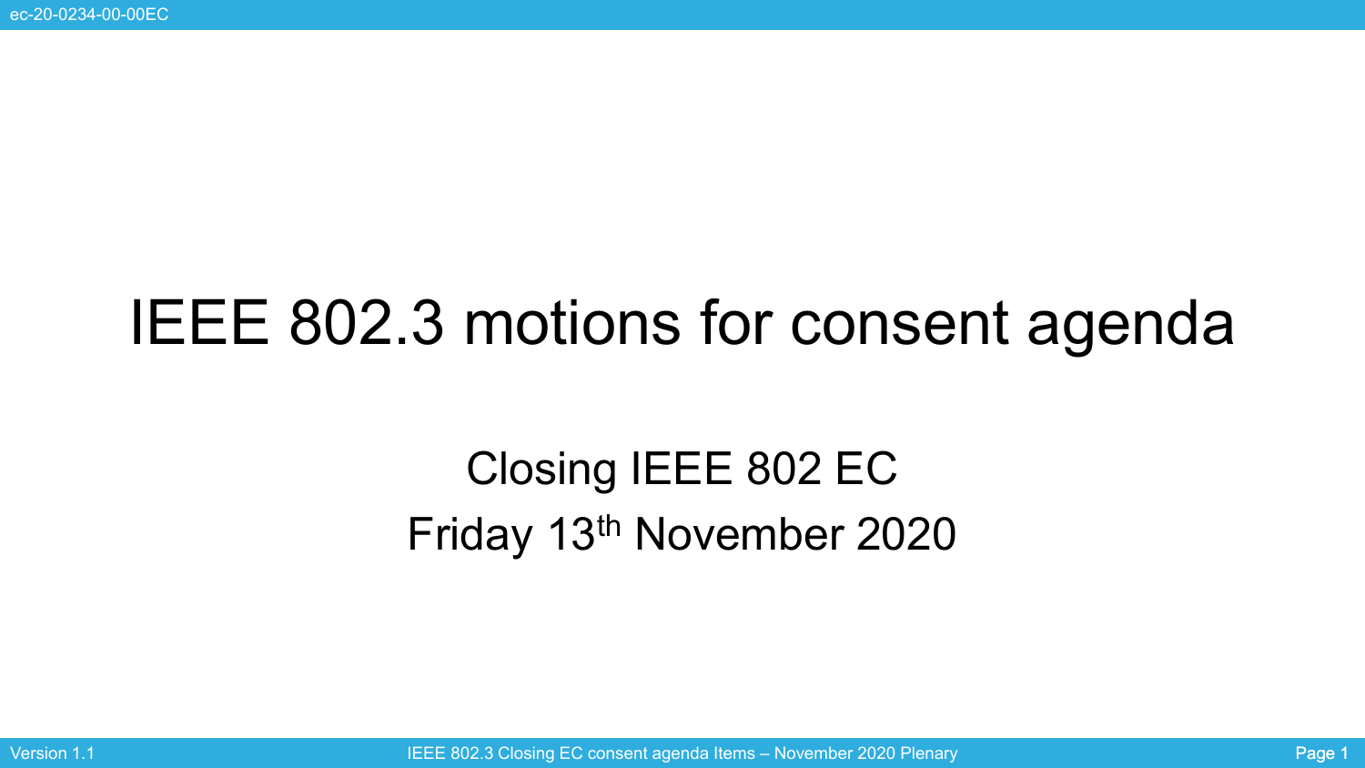# IEEE 802.3 motions for consent agenda

Closing IEEE 802 EC

Friday 13th November 2020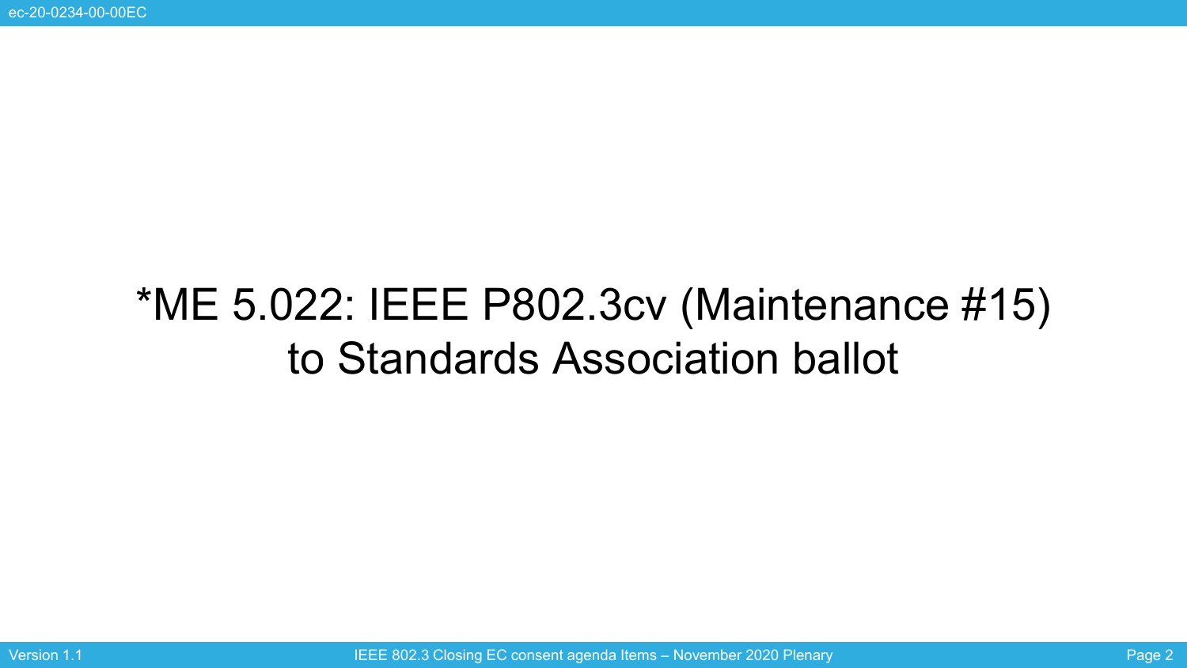# *ME 5.022: IEEE P802.3cv (Maintenance #15) to Standards Association ballot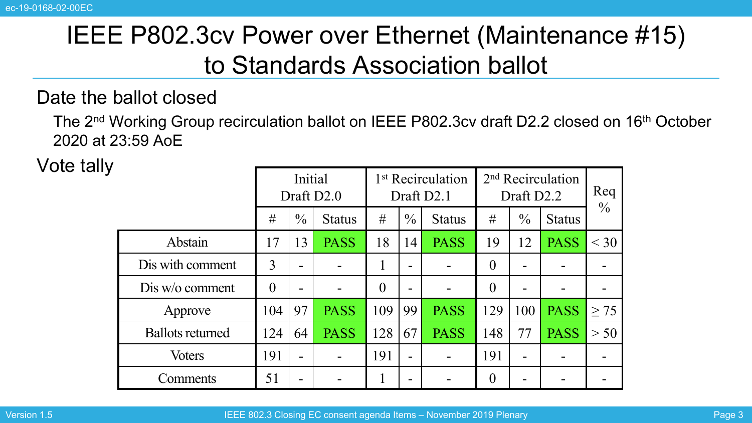# IEEE P802.3cv Power over Ethernet (Maintenance #15) to Standards Association ballot

## Date the ballot closed

The 2nd Working Group recirculation ballot on IEEE P802.3cv draft D2.2 closed on 16th October 2020 at 23:59 AoE

## Vote tally

| | Initial Draft D2.0 | | | 1st Recirculation Draft D2.1 | | | 2nd Recirculation Draft D2.2 | | | Req % |
|---|---|---|---|---|---|---|---|---|---|---|
| | # | % | Status | # | % | Status | # | % | Status | |
| Abstain | 17 | 13 | PASS | 18 | 14 | PASS | 19 | 12 | PASS | < 30 |
| Dis with comment | 3 | - | - | 1 | - | - | 0 | - | - | - |
| Dis w/o comment | 0 | - | - | 0 | - | - | 0 | - | - | - |
| Approve | 104 | 97 | PASS | 109 | 99 | PASS | 129 | 100 | PASS | ≥ 75 |
| Ballots returned | 124 | 64 | PASS | 128 | 67 | PASS | 148 | 77 | PASS | > 50 |
| Voters | 191 | - | - | 191 | - | - | 191 | - | - | - |
| Comments | 51 | - | - | 1 | - | - | 0 | - | - | - |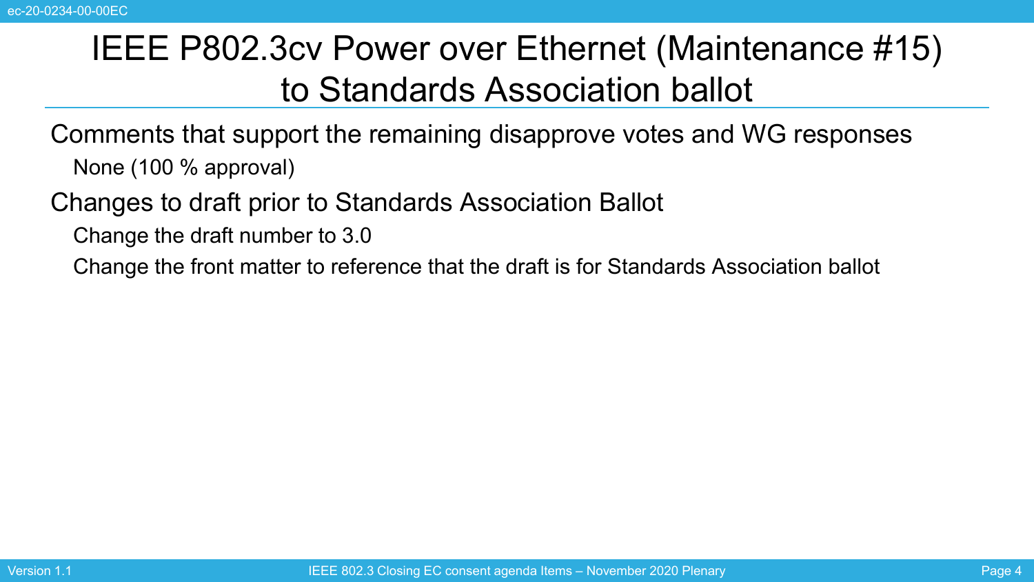# IEEE P802.3cv Power over Ethernet (Maintenance #15) to Standards Association ballot

- Comments that support the remaining disapprove votes and WG responses
  - None (100 % approval)
- Changes to draft prior to Standards Association Ballot
  - Change the draft number to 3.0
  - Change the front matter to reference that the draft is for Standards Association ballot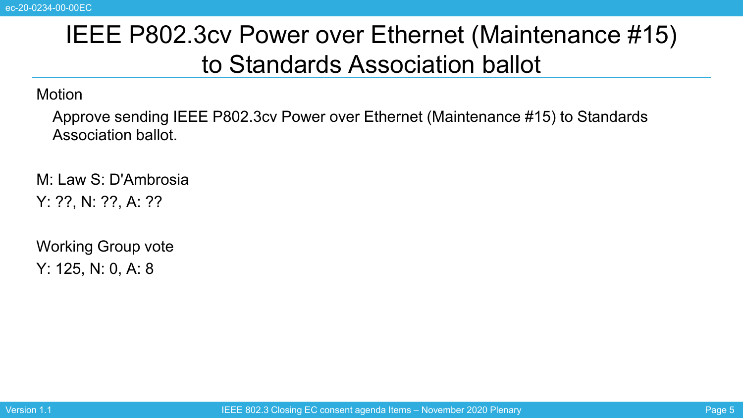# IEEE P802.3cv Power over Ethernet (Maintenance #15) to Standards Association ballot

Motion

Approve sending IEEE P802.3cv Power over Ethernet (Maintenance #15) to Standards Association ballot.

M: Law S: D'Ambrosia

Y: ??, N: ??, A: ??

Working Group vote

Y: 125, N: 0, A: 8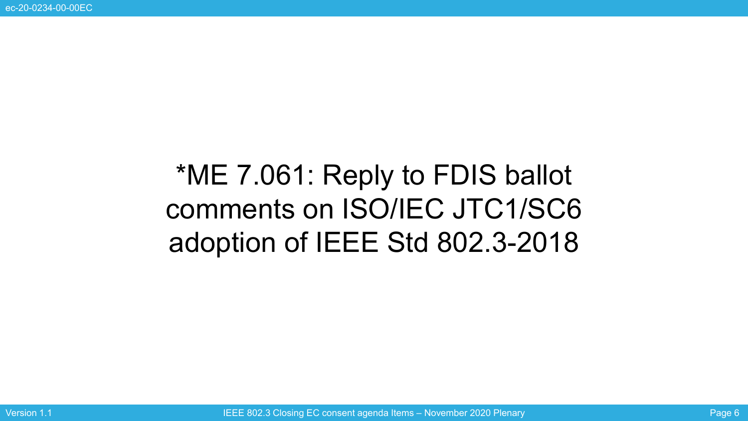# *ME 7.061: Reply to FDIS ballot comments on ISO/IEC JTC1/SC6 adoption of IEEE Std 802.3-2018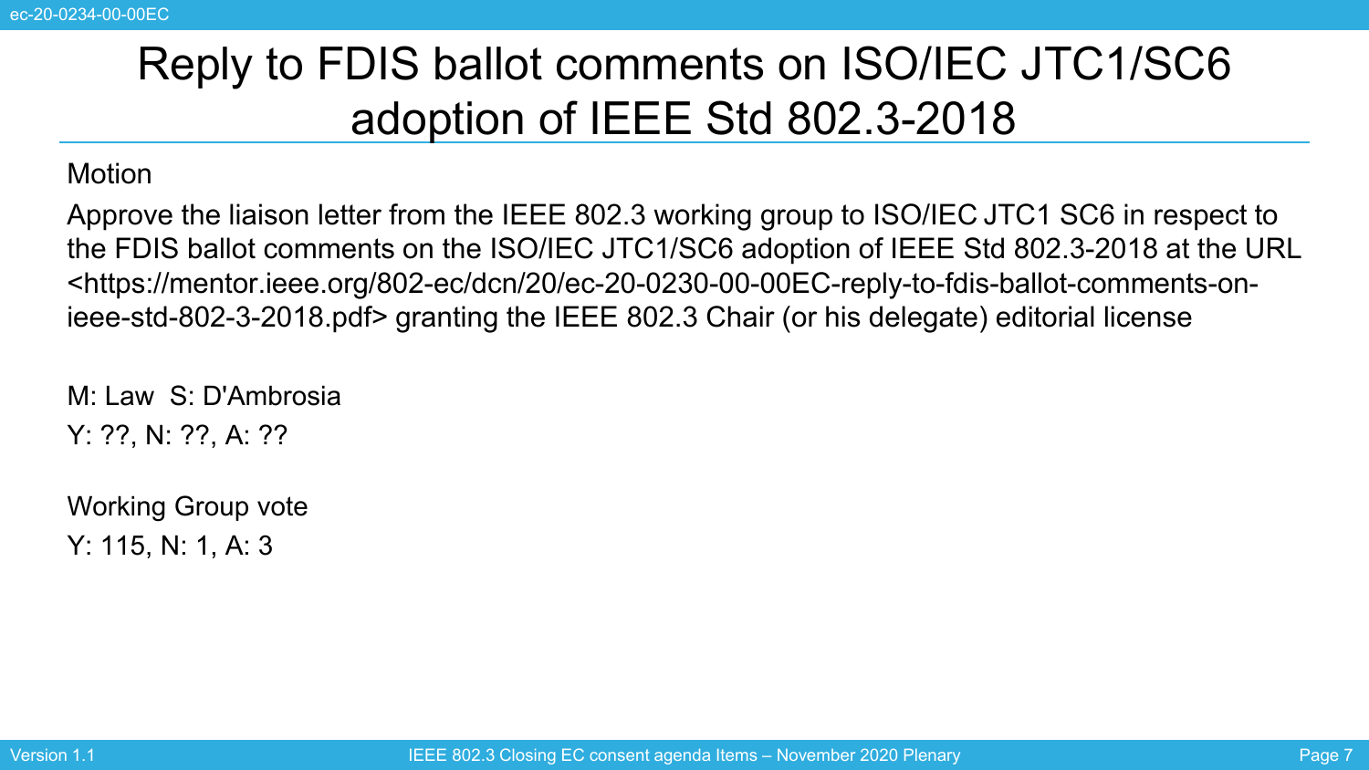# Reply to FDIS ballot comments on ISO/IEC JTC1/SC6 adoption of IEEE Std 802.3-2018

Motion

Approve the liaison letter from the IEEE 802.3 working group to ISO/IEC JTC1 SC6 in respect to the FDIS ballot comments on the ISO/IEC JTC1/SC6 adoption of IEEE Std 802.3-2018 at the URL <https://mentor.ieee.org/802-ec/dcn/20/ec-20-0230-00-00EC-reply-to-fdis-ballot-comments-on-ieee-std-802-3-2018.pdf> granting the IEEE 802.3 Chair (or his delegate) editorial license

M: Law S: D'Ambrosia

Y: ??, N: ??, A: ??

Working Group vote

Y: 115, N: 1, A: 3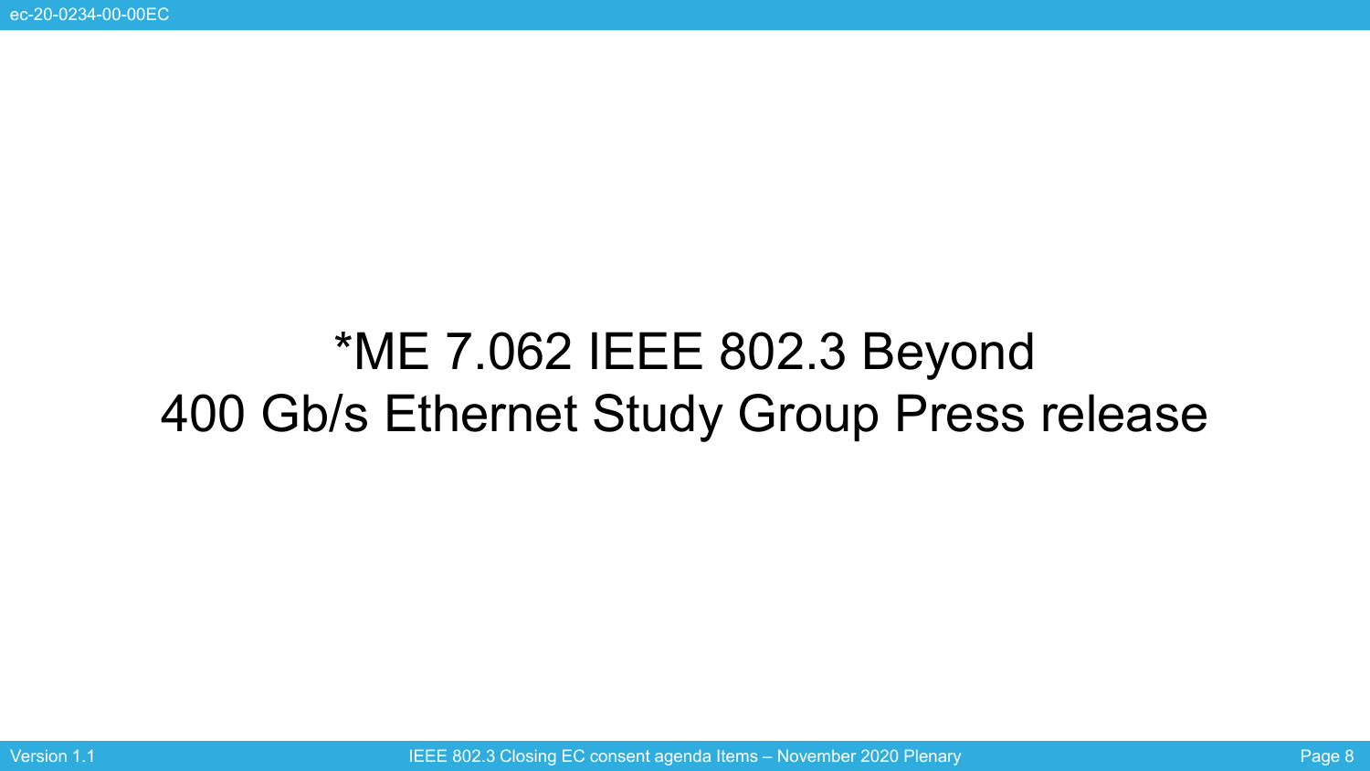# *ME 7.062 IEEE 802.3 Beyond 400 Gb/s Ethernet Study Group Press release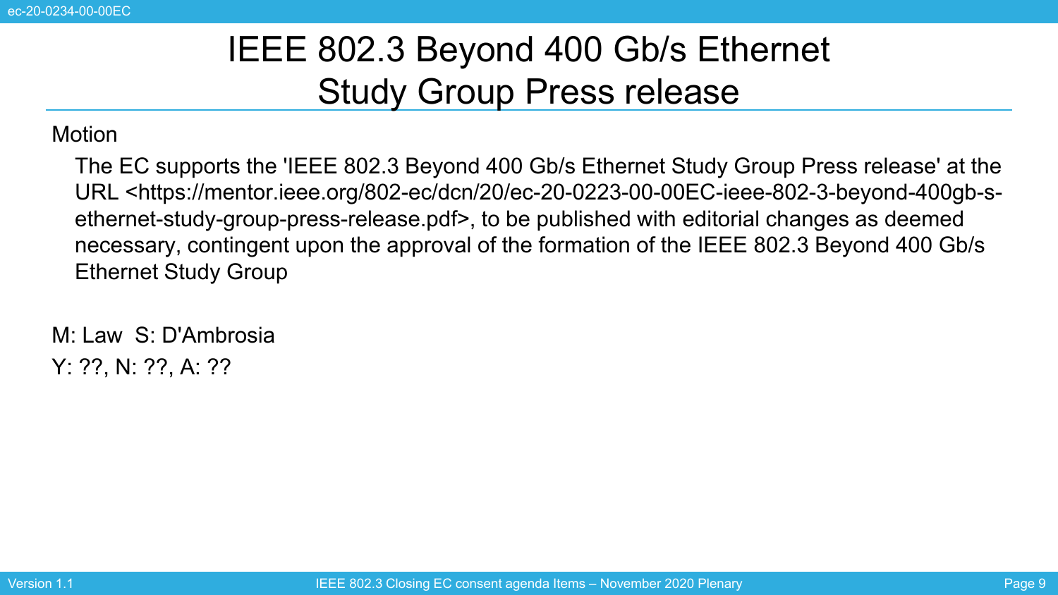# IEEE 802.3 Beyond 400 Gb/s Ethernet Study Group Press release

Motion

The EC supports the 'IEEE 802.3 Beyond 400 Gb/s Ethernet Study Group Press release' at the URL <https://mentor.ieee.org/802-ec/dcn/20/ec-20-0223-00-00EC-ieee-802-3-beyond-400gb-s-ethernet-study-group-press-release.pdf>, to be published with editorial changes as deemed necessary, contingent upon the approval of the formation of the IEEE 802.3 Beyond 400 Gb/s Ethernet Study Group

M: Law  S: D'Ambrosia

Y: ??, N: ??, A: ??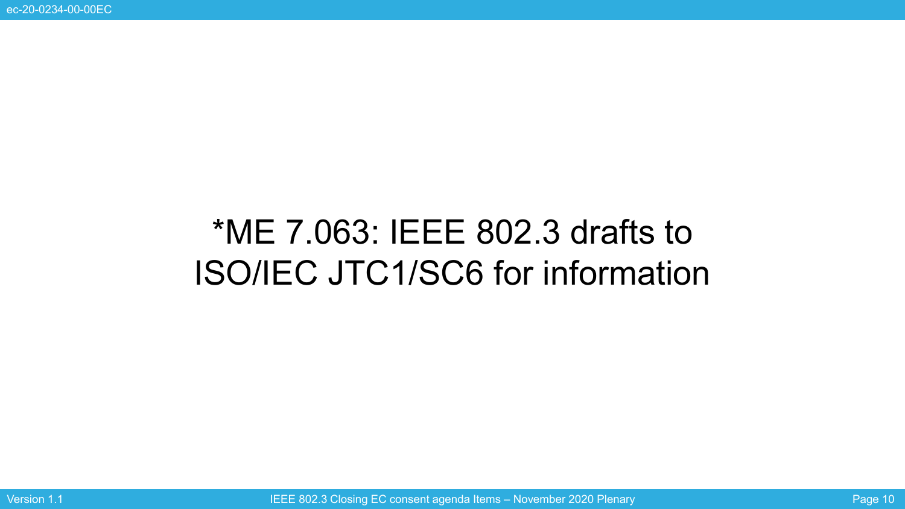# *ME 7.063: IEEE 802.3 drafts to ISO/IEC JTC1/SC6 for information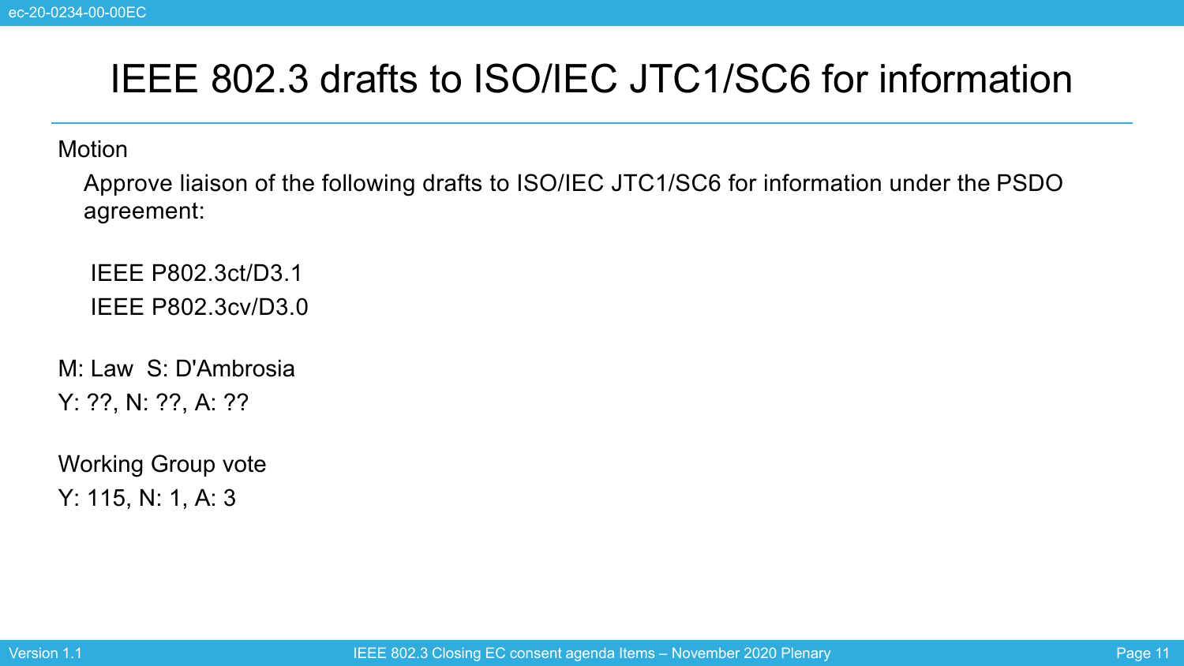# IEEE 802.3 drafts to ISO/IEC JTC1/SC6 for information

Motion

Approve liaison of the following drafts to ISO/IEC JTC1/SC6 for information under the PSDO agreement:

IEEE P802.3ct/D3.1
IEEE P802.3cv/D3.0

M: Law S: D'Ambrosia
Y: ??, N: ??, A: ??

Working Group vote
Y: 115, N: 1, A: 3